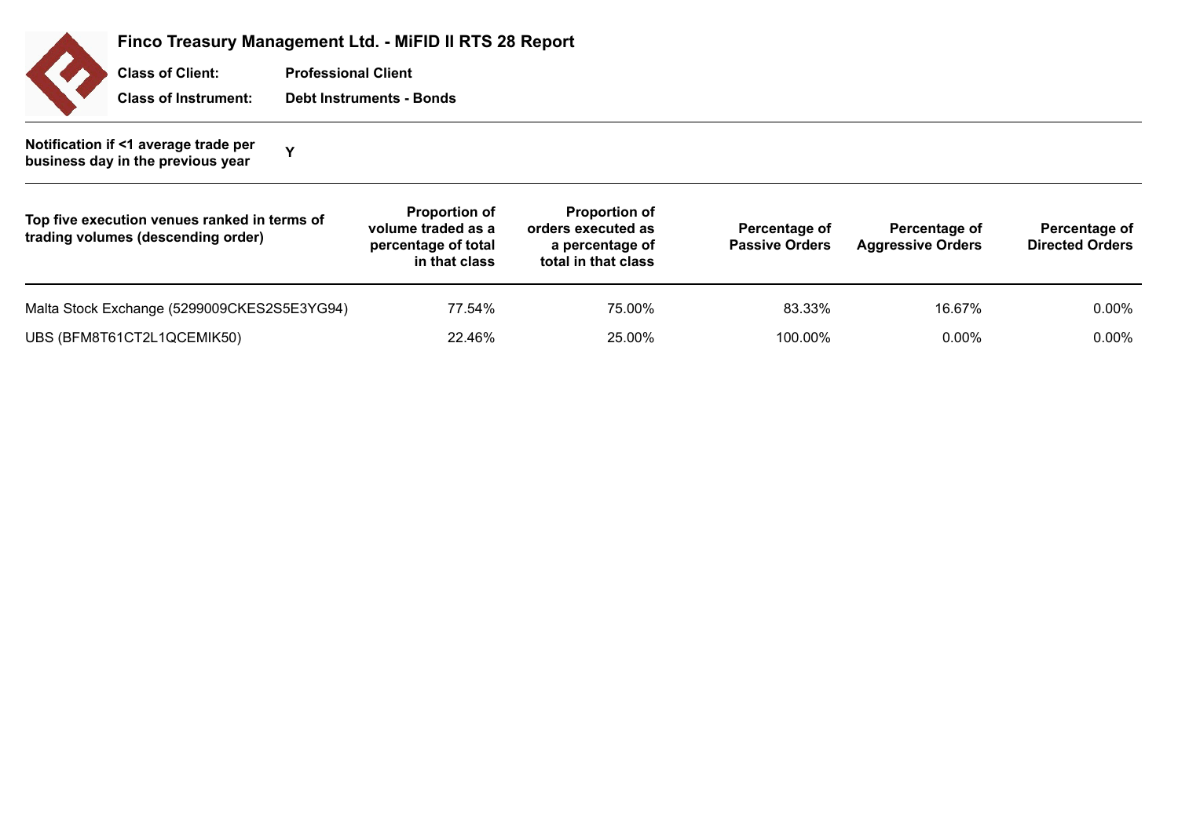# Finco Treasury Management Ltd. - MiFID II RTS 28 Report

**Class of Client:** Professional Client

**Class of Instrument:** Debt Instruments - Bonds

**Notification if <1 average trade per business day in the previous year** Y

| Top five execution venues ranked in terms of trading volumes (descending order) | Proportion of volume traded as a percentage of total in that class | Proportion of orders executed as a percentage of total in that class | Percentage of Passive Orders | Percentage of Aggressive Orders | Percentage of Directed Orders |
|---|---|---|---|---|---|
| Malta Stock Exchange (5299009CKES2S5E3YG94) | 77.54% | 75.00% | 83.33% | 16.67% | 0.00% |
| UBS (BFM8T61CT2L1QCEMIK50) | 22.46% | 25.00% | 100.00% | 0.00% | 0.00% |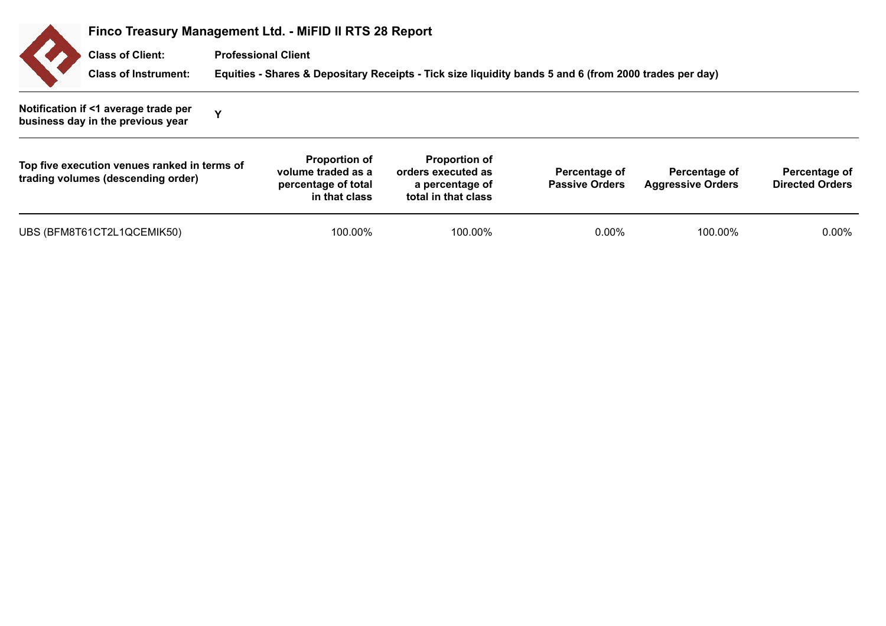# Finco Treasury Management Ltd. - MiFID II RTS 28 Report

**Class of Client:** **Professional Client**

**Class of Instrument:** **Equities - Shares & Depositary Receipts - Tick size liquidity bands 5 and 6 (from 2000 trades per day)**

**Notification if <1 average trade per business day in the previous year** **Y**

| Top five execution venues ranked in terms of trading volumes (descending order) | Proportion of volume traded as a percentage of total in that class | Proportion of orders executed as a percentage of total in that class | Percentage of Passive Orders | Percentage of Aggressive Orders | Percentage of Directed Orders |
|---|---|---|---|---|---|
| UBS (BFM8T61CT2L1QCEMIK50) | 100.00% | 100.00% | 0.00% | 100.00% | 0.00% |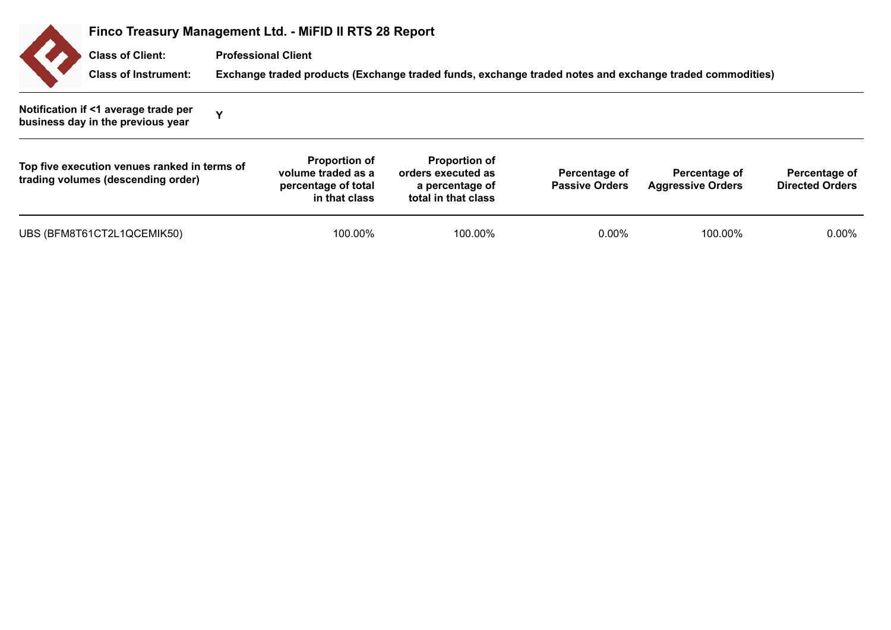# Finco Treasury Management Ltd. - MiFID II RTS 28 Report

**Class of Client:** **Professional Client**

**Class of Instrument:** **Exchange traded products (Exchange traded funds, exchange traded notes and exchange traded commodities)**

**Notification if <1 average trade per business day in the previous year** **Y**

| Top five execution venues ranked in terms of trading volumes (descending order) | Proportion of volume traded as a percentage of total in that class | Proportion of orders executed as a percentage of total in that class | Percentage of Passive Orders | Percentage of Aggressive Orders | Percentage of Directed Orders |
|---|---|---|---|---|---|
| UBS (BFM8T61CT2L1QCEMIK50) | 100.00% | 100.00% | 0.00% | 100.00% | 0.00% |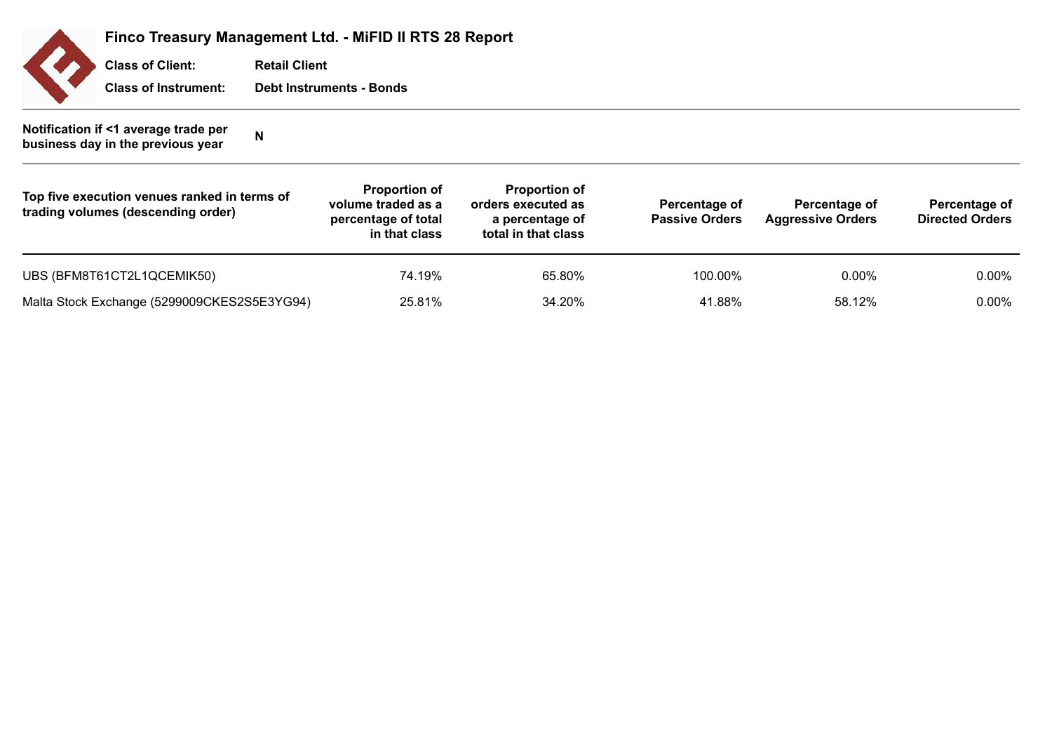# Finco Treasury Management Ltd. - MiFID II RTS 28 Report

**Class of Client:** **Retail Client**

**Class of Instrument:** **Debt Instruments - Bonds**

**Notification if <1 average trade per business day in the previous year** **N**

| Top five execution venues ranked in terms of trading volumes (descending order) | Proportion of volume traded as a percentage of total in that class | Proportion of orders executed as a percentage of total in that class | Percentage of Passive Orders | Percentage of Aggressive Orders | Percentage of Directed Orders |
|---|---|---|---|---|---|
| UBS (BFM8T61CT2L1QCEMIK50) | 74.19% | 65.80% | 100.00% | 0.00% | 0.00% |
| Malta Stock Exchange (5299009CKES2S5E3YG94) | 25.81% | 34.20% | 41.88% | 58.12% | 0.00% |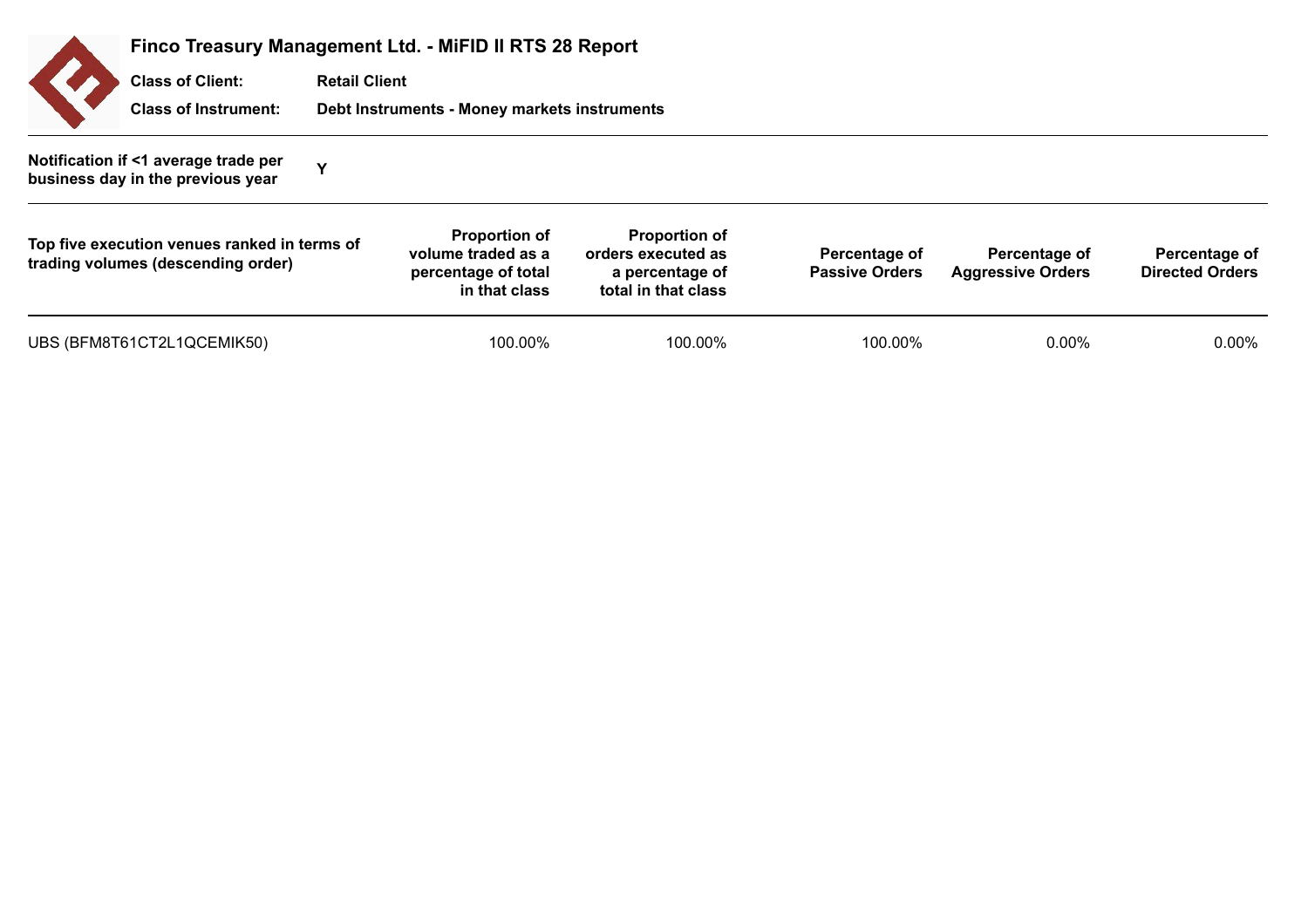# Finco Treasury Management Ltd. - MiFID II RTS 28 Report

**Class of Client:** Retail Client

**Class of Instrument:** Debt Instruments - Money markets instruments

**Notification if <1 average trade per business day in the previous year** Y

| Top five execution venues ranked in terms of trading volumes (descending order) | Proportion of volume traded as a percentage of total in that class | Proportion of orders executed as a percentage of total in that class | Percentage of Passive Orders | Percentage of Aggressive Orders | Percentage of Directed Orders |
|---|---|---|---|---|---|
| UBS (BFM8T61CT2L1QCEMIK50) | 100.00% | 100.00% | 100.00% | 0.00% | 0.00% |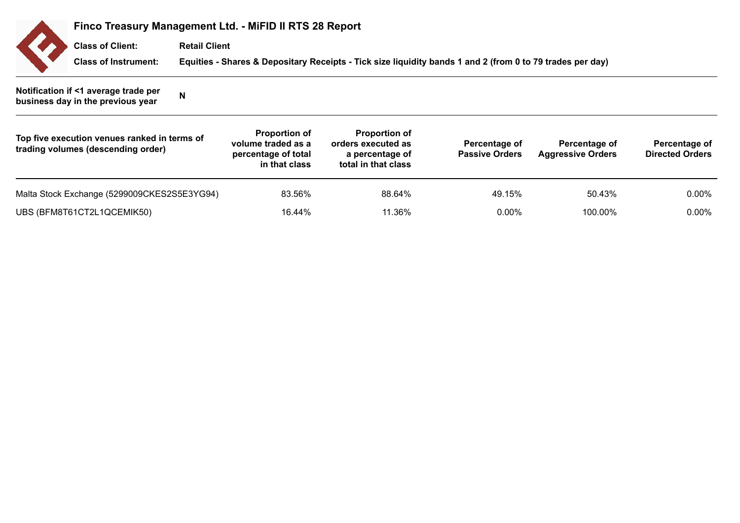## Finco Treasury Management Ltd. - MiFID II RTS 28 Report

**Class of Client:** Retail Client

**Class of Instrument:** Equities - Shares & Depositary Receipts - Tick size liquidity bands 1 and 2 (from 0 to 79 trades per day)

**Notification if <1 average trade per business day in the previous year** N

| Top five execution venues ranked in terms of trading volumes (descending order) | Proportion of volume traded as a percentage of total in that class | Proportion of orders executed as a percentage of total in that class | Percentage of Passive Orders | Percentage of Aggressive Orders | Percentage of Directed Orders |
|---|---|---|---|---|---|
| Malta Stock Exchange (5299009CKES2S5E3YG94) | 83.56% | 88.64% | 49.15% | 50.43% | 0.00% |
| UBS (BFM8T61CT2L1QCEMIK50) | 16.44% | 11.36% | 0.00% | 100.00% | 0.00% |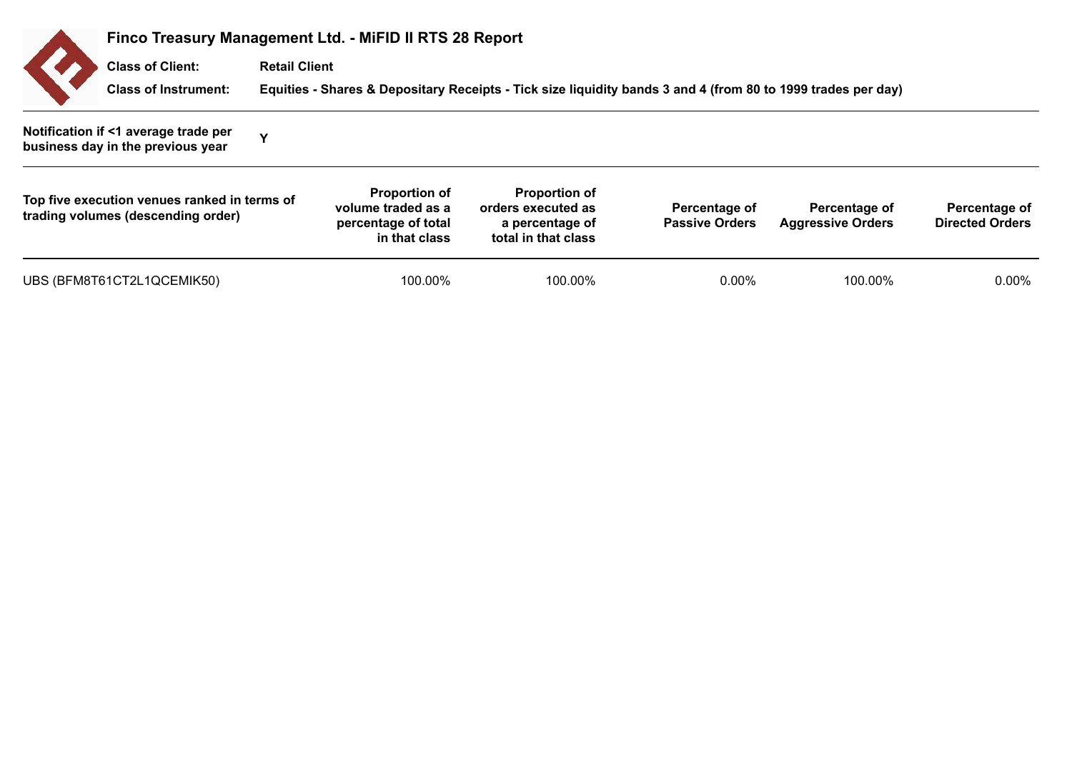## Finco Treasury Management Ltd. - MiFID II RTS 28 Report

**Class of Client:** **Retail Client**

**Class of Instrument:** **Equities - Shares & Depositary Receipts - Tick size liquidity bands 3 and 4 (from 80 to 1999 trades per day)**

**Notification if <1 average trade per business day in the previous year** **Y**

| Top five execution venues ranked in terms of trading volumes (descending order) | Proportion of volume traded as a percentage of total in that class | Proportion of orders executed as a percentage of total in that class | Percentage of Passive Orders | Percentage of Aggressive Orders | Percentage of Directed Orders |
|---|---|---|---|---|---|
| UBS (BFM8T61CT2L1QCEMIK50) | 100.00% | 100.00% | 0.00% | 100.00% | 0.00% |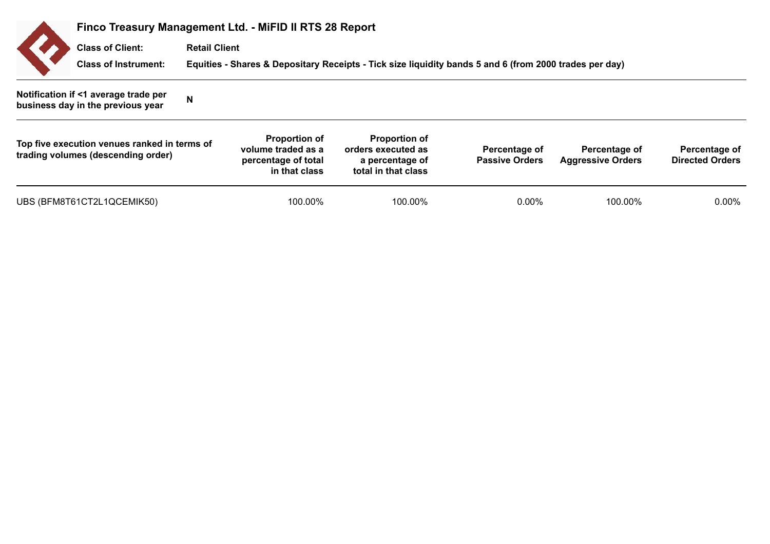# Finco Treasury Management Ltd. - MiFID II RTS 28 Report

**Class of Client:** Retail Client

**Class of Instrument:** Equities - Shares & Depositary Receipts - Tick size liquidity bands 5 and 6 (from 2000 trades per day)

**Notification if <1 average trade per business day in the previous year** N

| Top five execution venues ranked in terms of trading volumes (descending order) | Proportion of volume traded as a percentage of total in that class | Proportion of orders executed as a percentage of total in that class | Percentage of Passive Orders | Percentage of Aggressive Orders | Percentage of Directed Orders |
|---|---|---|---|---|---|
| UBS (BFM8T61CT2L1QCEMIK50) | 100.00% | 100.00% | 0.00% | 100.00% | 0.00% |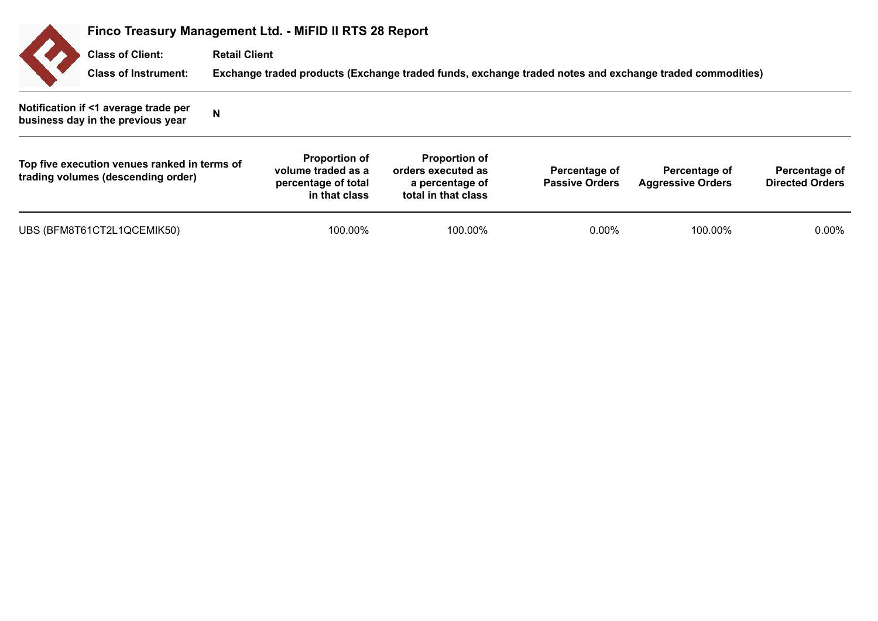## Finco Treasury Management Ltd. - MiFID II RTS 28 Report

**Class of Client:** Retail Client

**Class of Instrument:** Exchange traded products (Exchange traded funds, exchange traded notes and exchange traded commodities)

**Notification if <1 average trade per business day in the previous year:** N

| Top five execution venues ranked in terms of trading volumes (descending order) | Proportion of volume traded as a percentage of total in that class | Proportion of orders executed as a percentage of total in that class | Percentage of Passive Orders | Percentage of Aggressive Orders | Percentage of Directed Orders |
|---|---|---|---|---|---|
| UBS (BFM8T61CT2L1QCEMIK50) | 100.00% | 100.00% | 0.00% | 100.00% | 0.00% |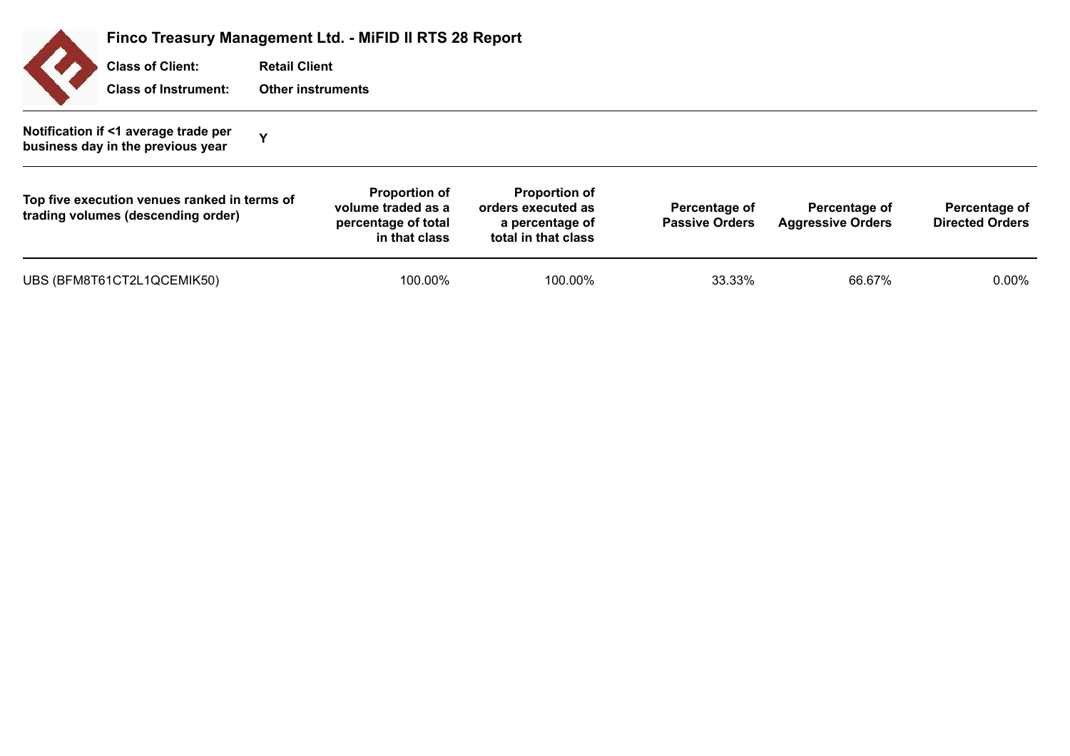# Finco Treasury Management Ltd. - MiFID II RTS 28 Report

**Class of Client:** Retail Client

**Class of Instrument:** Other instruments

**Notification if <1 average trade per business day in the previous year** Y

| Top five execution venues ranked in terms of trading volumes (descending order) | Proportion of volume traded as a percentage of total in that class | Proportion of orders executed as a percentage of total in that class | Percentage of Passive Orders | Percentage of Aggressive Orders | Percentage of Directed Orders |
|---|---|---|---|---|---|
| UBS (BFM8T61CT2L1QCEMIK50) | 100.00% | 100.00% | 33.33% | 66.67% | 0.00% |